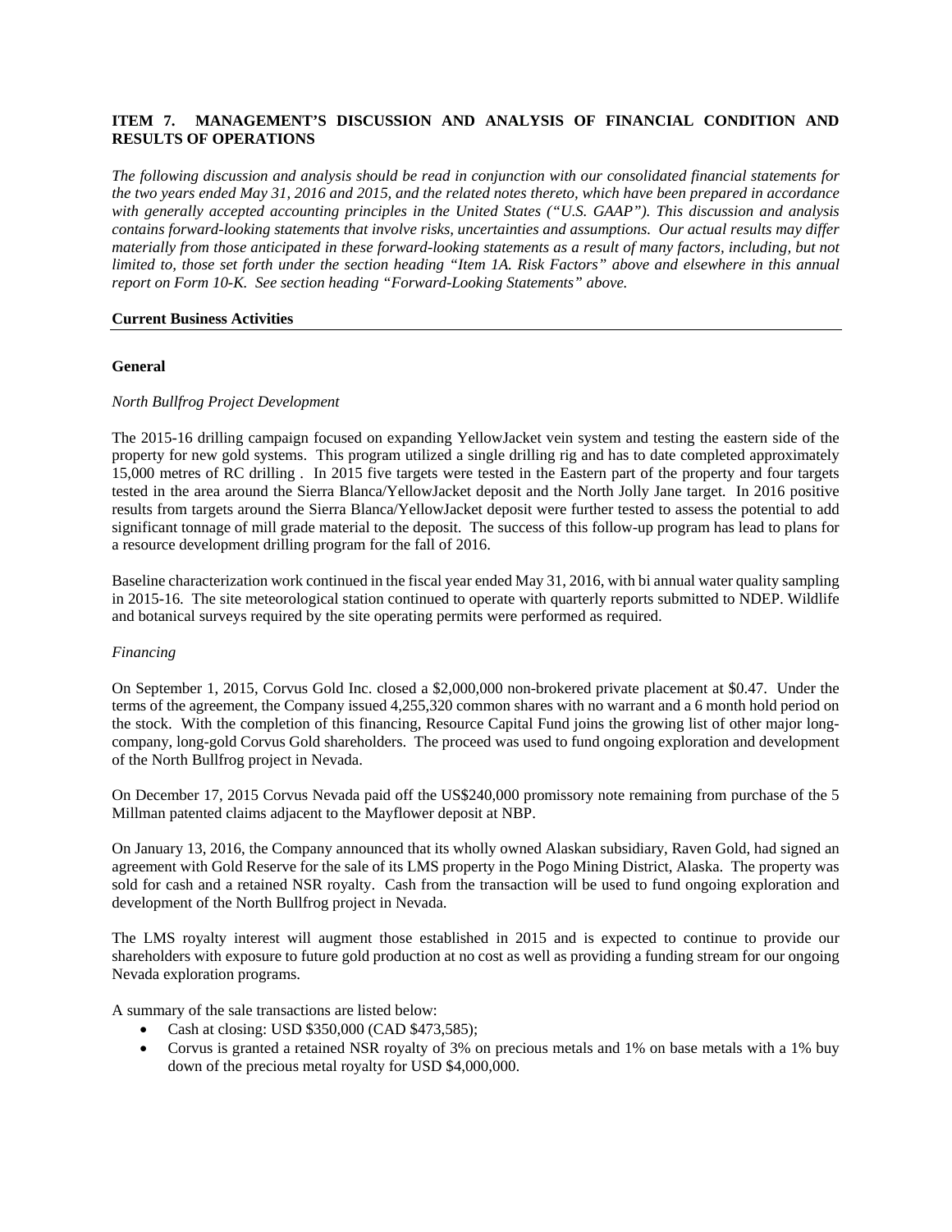## ITEM 7. MANAGEMENT'S DISCUSSION AND ANALYSIS OF FINANCIAL CONDITION AND RESULTS OF OPERATIONS

*The following discussion and analysis should be read in conjunction with our consolidated financial statements for the two years ended May 31, 2016 and 2015, and the related notes thereto, which have been prepared in accordance with generally accepted accounting principles in the United States ("U.S. GAAP"). This discussion and analysis contains forward-looking statements that involve risks, uncertainties and assumptions. Our actual results may differ materially from those anticipated in these forward-looking statements as a result of many factors, including, but not limited to, those set forth under the section heading "Item 1A. Risk Factors" above and elsewhere in this annual report on Form 10-K. See section heading "Forward-Looking Statements" above.*

### Current Business Activities

#### General

*North Bullfrog Project Development*

The 2015-16 drilling campaign focused on expanding YellowJacket vein system and testing the eastern side of the property for new gold systems. This program utilized a single drilling rig and has to date completed approximately 15,000 metres of RC drilling . In 2015 five targets were tested in the Eastern part of the property and four targets tested in the area around the Sierra Blanca/YellowJacket deposit and the North Jolly Jane target. In 2016 positive results from targets around the Sierra Blanca/YellowJacket deposit were further tested to assess the potential to add significant tonnage of mill grade material to the deposit. The success of this follow-up program has lead to plans for a resource development drilling program for the fall of 2016.

Baseline characterization work continued in the fiscal year ended May 31, 2016, with bi annual water quality sampling in 2015-16. The site meteorological station continued to operate with quarterly reports submitted to NDEP. Wildlife and botanical surveys required by the site operating permits were performed as required.

*Financing*

On September 1, 2015, Corvus Gold Inc. closed a $2,000,000 non-brokered private placement at $0.47. Under the terms of the agreement, the Company issued 4,255,320 common shares with no warrant and a 6 month hold period on the stock. With the completion of this financing, Resource Capital Fund joins the growing list of other major long-company, long-gold Corvus Gold shareholders. The proceed was used to fund ongoing exploration and development of the North Bullfrog project in Nevada.

On December 17, 2015 Corvus Nevada paid off the US$240,000 promissory note remaining from purchase of the 5 Millman patented claims adjacent to the Mayflower deposit at NBP.

On January 13, 2016, the Company announced that its wholly owned Alaskan subsidiary, Raven Gold, had signed an agreement with Gold Reserve for the sale of its LMS property in the Pogo Mining District, Alaska. The property was sold for cash and a retained NSR royalty. Cash from the transaction will be used to fund ongoing exploration and development of the North Bullfrog project in Nevada.

The LMS royalty interest will augment those established in 2015 and is expected to continue to provide our shareholders with exposure to future gold production at no cost as well as providing a funding stream for our ongoing Nevada exploration programs.

A summary of the sale transactions are listed below:

- Cash at closing: USD $350,000 (CAD $473,585);
- Corvus is granted a retained NSR royalty of 3% on precious metals and 1% on base metals with a 1% buy down of the precious metal royalty for USD $4,000,000.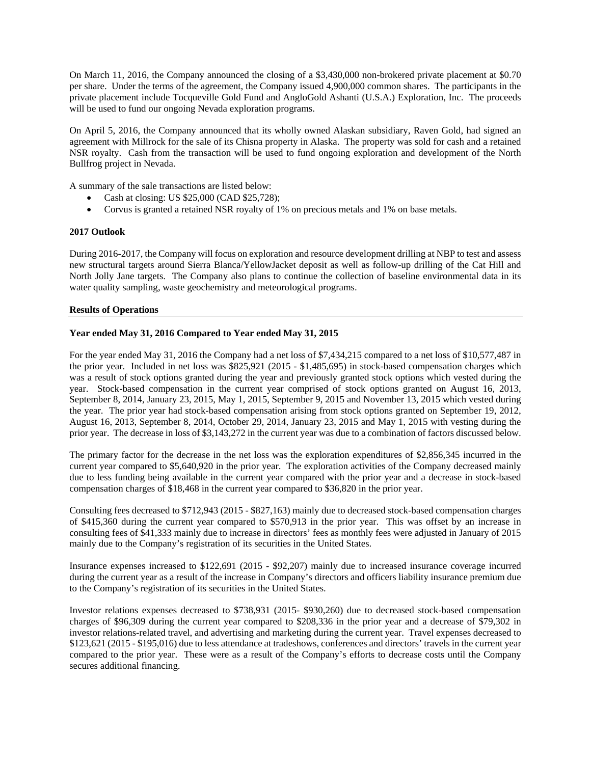On March 11, 2016, the Company announced the closing of a $3,430,000 non-brokered private placement at $0.70 per share. Under the terms of the agreement, the Company issued 4,900,000 common shares. The participants in the private placement include Tocqueville Gold Fund and AngloGold Ashanti (U.S.A.) Exploration, Inc. The proceeds will be used to fund our ongoing Nevada exploration programs.

On April 5, 2016, the Company announced that its wholly owned Alaskan subsidiary, Raven Gold, had signed an agreement with Millrock for the sale of its Chisna property in Alaska. The property was sold for cash and a retained NSR royalty. Cash from the transaction will be used to fund ongoing exploration and development of the North Bullfrog project in Nevada.

A summary of the sale transactions are listed below:

- Cash at closing: US $25,000 (CAD $25,728);
- Corvus is granted a retained NSR royalty of 1% on precious metals and 1% on base metals.

**2017 Outlook**

During 2016-2017, the Company will focus on exploration and resource development drilling at NBP to test and assess new structural targets around Sierra Blanca/YellowJacket deposit as well as follow-up drilling of the Cat Hill and North Jolly Jane targets. The Company also plans to continue the collection of baseline environmental data in its water quality sampling, waste geochemistry and meteorological programs.

## Results of Operations

**Year ended May 31, 2016 Compared to Year ended May 31, 2015**

For the year ended May 31, 2016 the Company had a net loss of $7,434,215 compared to a net loss of $10,577,487 in the prior year. Included in net loss was $825,921 (2015 - $1,485,695) in stock-based compensation charges which was a result of stock options granted during the year and previously granted stock options which vested during the year. Stock-based compensation in the current year comprised of stock options granted on August 16, 2013, September 8, 2014, January 23, 2015, May 1, 2015, September 9, 2015 and November 13, 2015 which vested during the year. The prior year had stock-based compensation arising from stock options granted on September 19, 2012, August 16, 2013, September 8, 2014, October 29, 2014, January 23, 2015 and May 1, 2015 with vesting during the prior year. The decrease in loss of $3,143,272 in the current year was due to a combination of factors discussed below.

The primary factor for the decrease in the net loss was the exploration expenditures of $2,856,345 incurred in the current year compared to $5,640,920 in the prior year. The exploration activities of the Company decreased mainly due to less funding being available in the current year compared with the prior year and a decrease in stock-based compensation charges of $18,468 in the current year compared to $36,820 in the prior year.

Consulting fees decreased to $712,943 (2015 - $827,163) mainly due to decreased stock-based compensation charges of $415,360 during the current year compared to $570,913 in the prior year. This was offset by an increase in consulting fees of $41,333 mainly due to increase in directors' fees as monthly fees were adjusted in January of 2015 mainly due to the Company's registration of its securities in the United States.

Insurance expenses increased to $122,691 (2015 - $92,207) mainly due to increased insurance coverage incurred during the current year as a result of the increase in Company's directors and officers liability insurance premium due to the Company's registration of its securities in the United States.

Investor relations expenses decreased to $738,931 (2015- $930,260) due to decreased stock-based compensation charges of $96,309 during the current year compared to $208,336 in the prior year and a decrease of $79,302 in investor relations-related travel, and advertising and marketing during the current year. Travel expenses decreased to $123,621 (2015 - $195,016) due to less attendance at tradeshows, conferences and directors' travels in the current year compared to the prior year. These were as a result of the Company's efforts to decrease costs until the Company secures additional financing.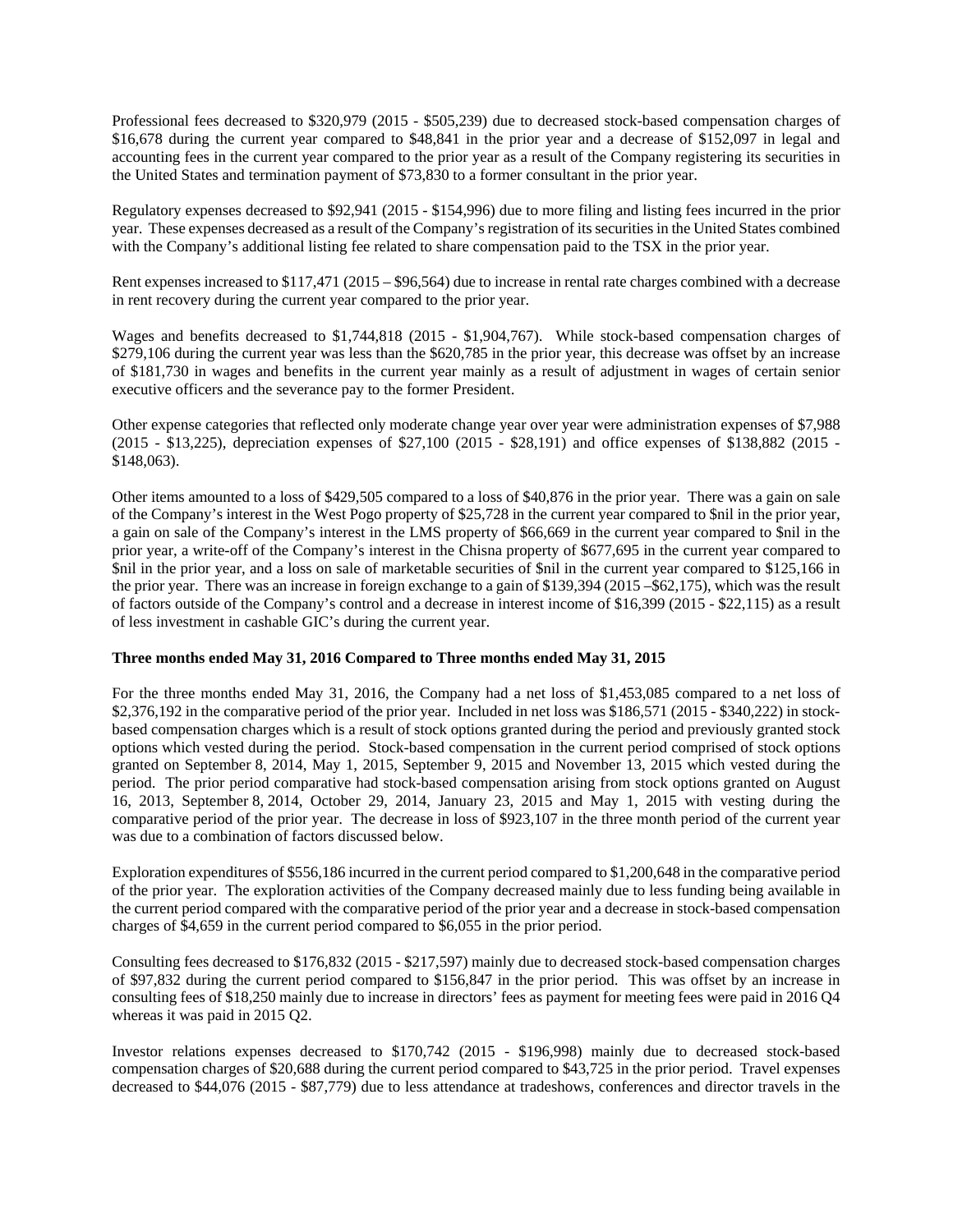Professional fees decreased to $320,979 (2015 - $505,239) due to decreased stock-based compensation charges of $16,678 during the current year compared to $48,841 in the prior year and a decrease of $152,097 in legal and accounting fees in the current year compared to the prior year as a result of the Company registering its securities in the United States and termination payment of $73,830 to a former consultant in the prior year.

Regulatory expenses decreased to $92,941 (2015 - $154,996) due to more filing and listing fees incurred in the prior year. These expenses decreased as a result of the Company's registration of its securities in the United States combined with the Company's additional listing fee related to share compensation paid to the TSX in the prior year.

Rent expenses increased to $117,471 (2015 – $96,564) due to increase in rental rate charges combined with a decrease in rent recovery during the current year compared to the prior year.

Wages and benefits decreased to $1,744,818 (2015 - $1,904,767). While stock-based compensation charges of $279,106 during the current year was less than the $620,785 in the prior year, this decrease was offset by an increase of $181,730 in wages and benefits in the current year mainly as a result of adjustment in wages of certain senior executive officers and the severance pay to the former President.

Other expense categories that reflected only moderate change year over year were administration expenses of $7,988 (2015 - $13,225), depreciation expenses of $27,100 (2015 - $28,191) and office expenses of $138,882 (2015 - $148,063).

Other items amounted to a loss of $429,505 compared to a loss of $40,876 in the prior year. There was a gain on sale of the Company's interest in the West Pogo property of $25,728 in the current year compared to $nil in the prior year, a gain on sale of the Company's interest in the LMS property of $66,669 in the current year compared to $nil in the prior year, a write-off of the Company's interest in the Chisna property of $677,695 in the current year compared to $nil in the prior year, and a loss on sale of marketable securities of $nil in the current year compared to $125,166 in the prior year. There was an increase in foreign exchange to a gain of $139,394 (2015 –$62,175), which was the result of factors outside of the Company's control and a decrease in interest income of $16,399 (2015 - $22,115) as a result of less investment in cashable GIC's during the current year.

**Three months ended May 31, 2016 Compared to Three months ended May 31, 2015**

For the three months ended May 31, 2016, the Company had a net loss of $1,453,085 compared to a net loss of $2,376,192 in the comparative period of the prior year. Included in net loss was $186,571 (2015 - $340,222) in stock-based compensation charges which is a result of stock options granted during the period and previously granted stock options which vested during the period. Stock-based compensation in the current period comprised of stock options granted on September 8, 2014, May 1, 2015, September 9, 2015 and November 13, 2015 which vested during the period. The prior period comparative had stock-based compensation arising from stock options granted on August 16, 2013, September 8, 2014, October 29, 2014, January 23, 2015 and May 1, 2015 with vesting during the comparative period of the prior year. The decrease in loss of $923,107 in the three month period of the current year was due to a combination of factors discussed below.

Exploration expenditures of $556,186 incurred in the current period compared to $1,200,648 in the comparative period of the prior year. The exploration activities of the Company decreased mainly due to less funding being available in the current period compared with the comparative period of the prior year and a decrease in stock-based compensation charges of $4,659 in the current period compared to $6,055 in the prior period.

Consulting fees decreased to $176,832 (2015 - $217,597) mainly due to decreased stock-based compensation charges of $97,832 during the current period compared to $156,847 in the prior period. This was offset by an increase in consulting fees of $18,250 mainly due to increase in directors' fees as payment for meeting fees were paid in 2016 Q4 whereas it was paid in 2015 Q2.

Investor relations expenses decreased to $170,742 (2015 - $196,998) mainly due to decreased stock-based compensation charges of $20,688 during the current period compared to $43,725 in the prior period. Travel expenses decreased to $44,076 (2015 - $87,779) due to less attendance at tradeshows, conferences and director travels in the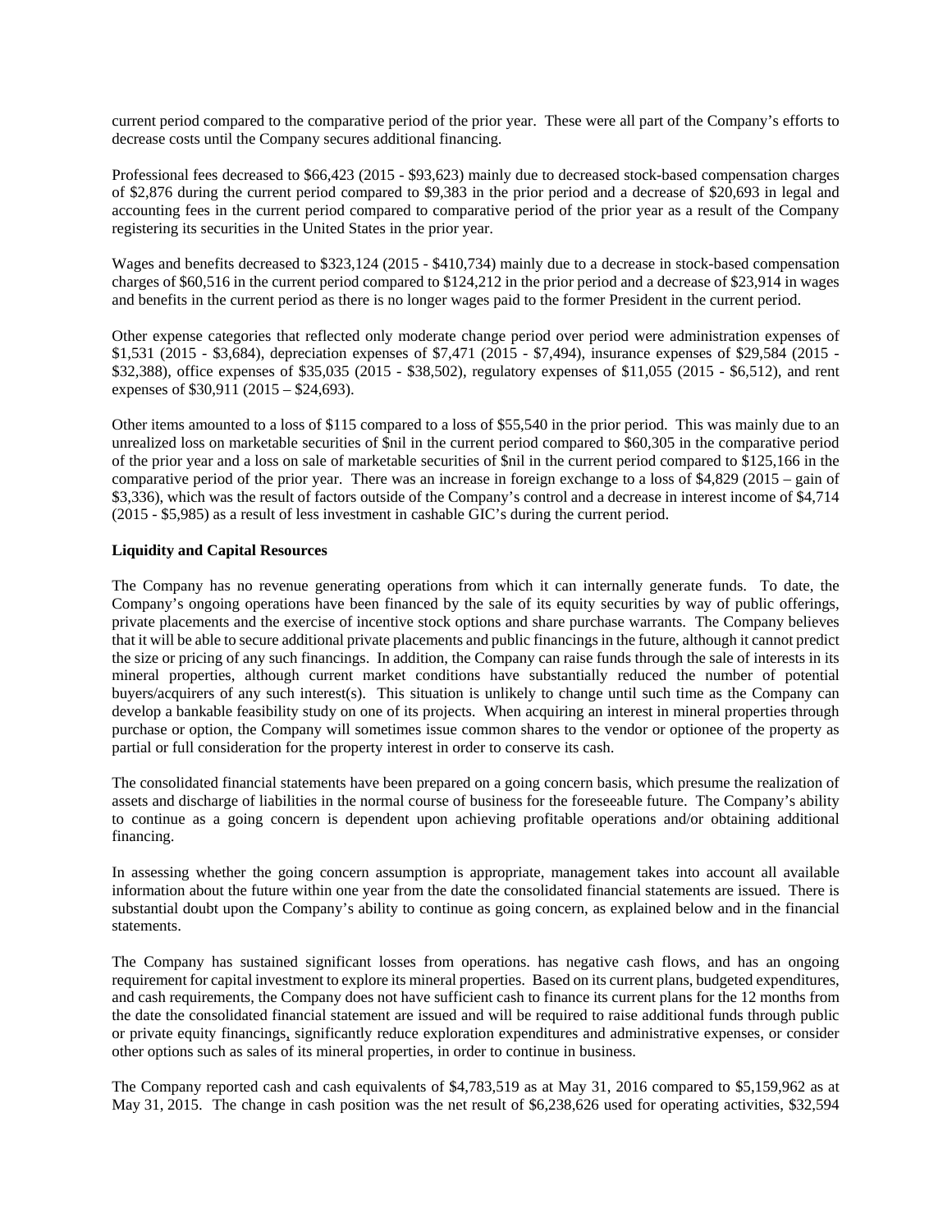current period compared to the comparative period of the prior year. These were all part of the Company's efforts to decrease costs until the Company secures additional financing.

Professional fees decreased to $66,423 (2015 - $93,623) mainly due to decreased stock-based compensation charges of $2,876 during the current period compared to $9,383 in the prior period and a decrease of $20,693 in legal and accounting fees in the current period compared to comparative period of the prior year as a result of the Company registering its securities in the United States in the prior year.

Wages and benefits decreased to $323,124 (2015 - $410,734) mainly due to a decrease in stock-based compensation charges of $60,516 in the current period compared to $124,212 in the prior period and a decrease of $23,914 in wages and benefits in the current period as there is no longer wages paid to the former President in the current period.

Other expense categories that reflected only moderate change period over period were administration expenses of $1,531 (2015 - $3,684), depreciation expenses of $7,471 (2015 - $7,494), insurance expenses of $29,584 (2015 - $32,388), office expenses of $35,035 (2015 - $38,502), regulatory expenses of $11,055 (2015 - $6,512), and rent expenses of $30,911 (2015 – $24,693).

Other items amounted to a loss of $115 compared to a loss of $55,540 in the prior period. This was mainly due to an unrealized loss on marketable securities of $nil in the current period compared to $60,305 in the comparative period of the prior year and a loss on sale of marketable securities of $nil in the current period compared to $125,166 in the comparative period of the prior year. There was an increase in foreign exchange to a loss of $4,829 (2015 – gain of $3,336), which was the result of factors outside of the Company's control and a decrease in interest income of $4,714 (2015 - $5,985) as a result of less investment in cashable GIC's during the current period.

**Liquidity and Capital Resources**

The Company has no revenue generating operations from which it can internally generate funds. To date, the Company's ongoing operations have been financed by the sale of its equity securities by way of public offerings, private placements and the exercise of incentive stock options and share purchase warrants. The Company believes that it will be able to secure additional private placements and public financings in the future, although it cannot predict the size or pricing of any such financings. In addition, the Company can raise funds through the sale of interests in its mineral properties, although current market conditions have substantially reduced the number of potential buyers/acquirers of any such interest(s). This situation is unlikely to change until such time as the Company can develop a bankable feasibility study on one of its projects. When acquiring an interest in mineral properties through purchase or option, the Company will sometimes issue common shares to the vendor or optionee of the property as partial or full consideration for the property interest in order to conserve its cash.

The consolidated financial statements have been prepared on a going concern basis, which presume the realization of assets and discharge of liabilities in the normal course of business for the foreseeable future. The Company's ability to continue as a going concern is dependent upon achieving profitable operations and/or obtaining additional financing.

In assessing whether the going concern assumption is appropriate, management takes into account all available information about the future within one year from the date the consolidated financial statements are issued. There is substantial doubt upon the Company's ability to continue as going concern, as explained below and in the financial statements.

The Company has sustained significant losses from operations. has negative cash flows, and has an ongoing requirement for capital investment to explore its mineral properties. Based on its current plans, budgeted expenditures, and cash requirements, the Company does not have sufficient cash to finance its current plans for the 12 months from the date the consolidated financial statement are issued and will be required to raise additional funds through public or private equity financings, significantly reduce exploration expenditures and administrative expenses, or consider other options such as sales of its mineral properties, in order to continue in business.

The Company reported cash and cash equivalents of $4,783,519 as at May 31, 2016 compared to $5,159,962 as at May 31, 2015. The change in cash position was the net result of $6,238,626 used for operating activities, $32,594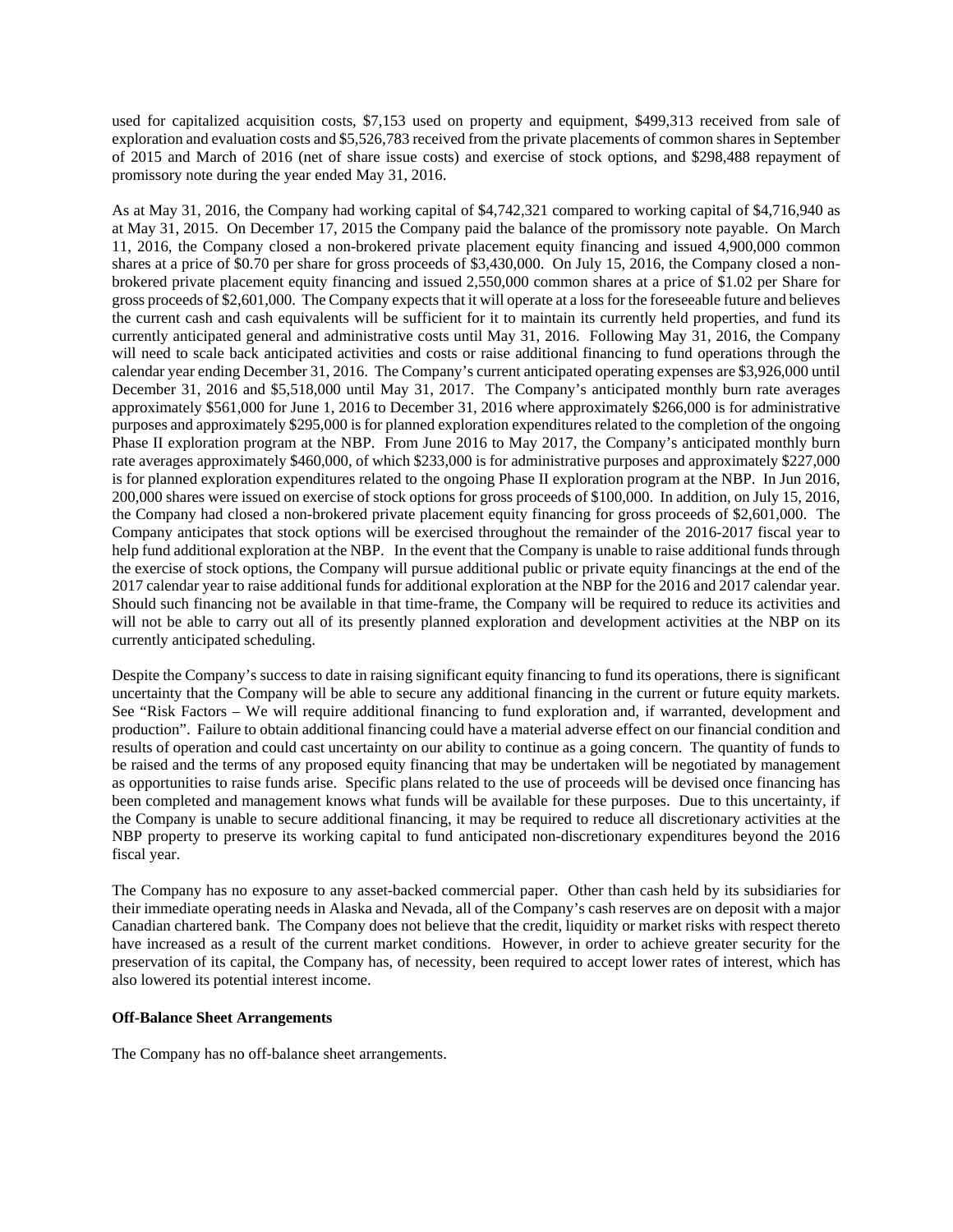used for capitalized acquisition costs, $7,153 used on property and equipment, $499,313 received from sale of exploration and evaluation costs and $5,526,783 received from the private placements of common shares in September of 2015 and March of 2016 (net of share issue costs) and exercise of stock options, and $298,488 repayment of promissory note during the year ended May 31, 2016.

As at May 31, 2016, the Company had working capital of $4,742,321 compared to working capital of $4,716,940 as at May 31, 2015. On December 17, 2015 the Company paid the balance of the promissory note payable. On March 11, 2016, the Company closed a non-brokered private placement equity financing and issued 4,900,000 common shares at a price of $0.70 per share for gross proceeds of $3,430,000. On July 15, 2016, the Company closed a non-brokered private placement equity financing and issued 2,550,000 common shares at a price of $1.02 per Share for gross proceeds of $2,601,000. The Company expects that it will operate at a loss for the foreseeable future and believes the current cash and cash equivalents will be sufficient for it to maintain its currently held properties, and fund its currently anticipated general and administrative costs until May 31, 2016. Following May 31, 2016, the Company will need to scale back anticipated activities and costs or raise additional financing to fund operations through the calendar year ending December 31, 2016. The Company's current anticipated operating expenses are $3,926,000 until December 31, 2016 and $5,518,000 until May 31, 2017. The Company's anticipated monthly burn rate averages approximately $561,000 for June 1, 2016 to December 31, 2016 where approximately $266,000 is for administrative purposes and approximately $295,000 is for planned exploration expenditures related to the completion of the ongoing Phase II exploration program at the NBP. From June 2016 to May 2017, the Company's anticipated monthly burn rate averages approximately $460,000, of which $233,000 is for administrative purposes and approximately $227,000 is for planned exploration expenditures related to the ongoing Phase II exploration program at the NBP. In Jun 2016, 200,000 shares were issued on exercise of stock options for gross proceeds of $100,000. In addition, on July 15, 2016, the Company had closed a non-brokered private placement equity financing for gross proceeds of $2,601,000. The Company anticipates that stock options will be exercised throughout the remainder of the 2016-2017 fiscal year to help fund additional exploration at the NBP. In the event that the Company is unable to raise additional funds through the exercise of stock options, the Company will pursue additional public or private equity financings at the end of the 2017 calendar year to raise additional funds for additional exploration at the NBP for the 2016 and 2017 calendar year. Should such financing not be available in that time-frame, the Company will be required to reduce its activities and will not be able to carry out all of its presently planned exploration and development activities at the NBP on its currently anticipated scheduling.

Despite the Company's success to date in raising significant equity financing to fund its operations, there is significant uncertainty that the Company will be able to secure any additional financing in the current or future equity markets. See "Risk Factors – We will require additional financing to fund exploration and, if warranted, development and production". Failure to obtain additional financing could have a material adverse effect on our financial condition and results of operation and could cast uncertainty on our ability to continue as a going concern. The quantity of funds to be raised and the terms of any proposed equity financing that may be undertaken will be negotiated by management as opportunities to raise funds arise. Specific plans related to the use of proceeds will be devised once financing has been completed and management knows what funds will be available for these purposes. Due to this uncertainty, if the Company is unable to secure additional financing, it may be required to reduce all discretionary activities at the NBP property to preserve its working capital to fund anticipated non-discretionary expenditures beyond the 2016 fiscal year.

The Company has no exposure to any asset-backed commercial paper. Other than cash held by its subsidiaries for their immediate operating needs in Alaska and Nevada, all of the Company's cash reserves are on deposit with a major Canadian chartered bank. The Company does not believe that the credit, liquidity or market risks with respect thereto have increased as a result of the current market conditions. However, in order to achieve greater security for the preservation of its capital, the Company has, of necessity, been required to accept lower rates of interest, which has also lowered its potential interest income.

**Off-Balance Sheet Arrangements**

The Company has no off-balance sheet arrangements.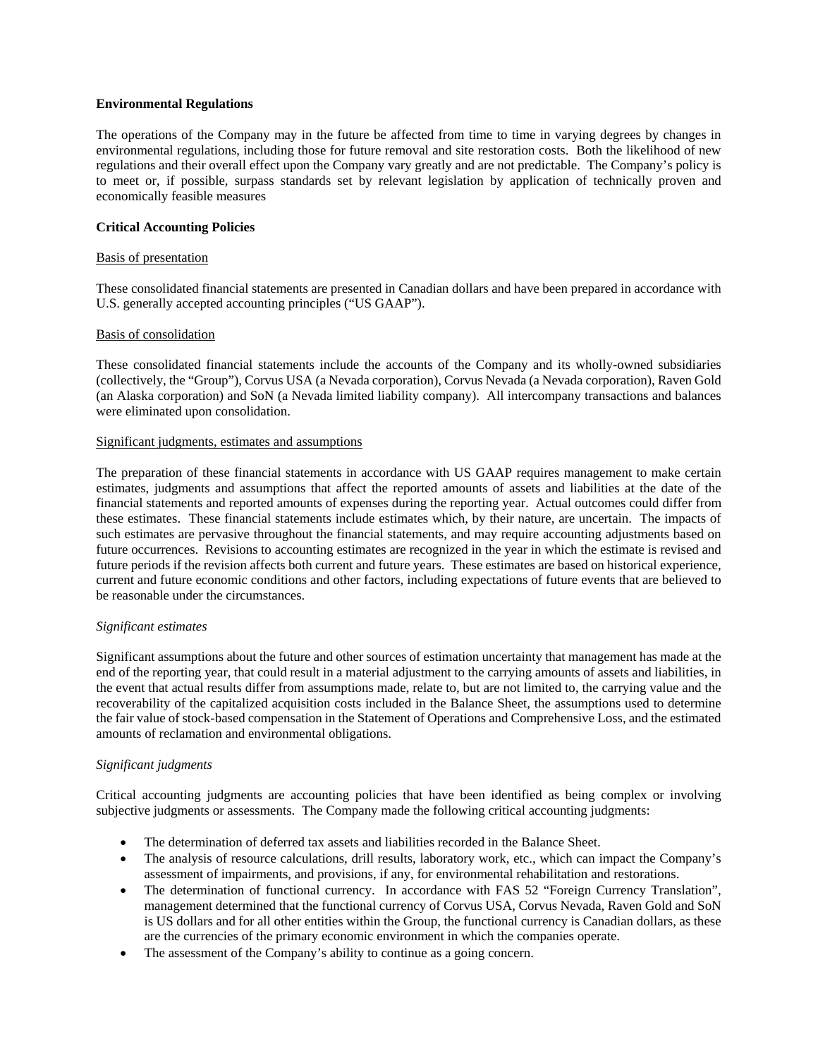**Environmental Regulations**

The operations of the Company may in the future be affected from time to time in varying degrees by changes in environmental regulations, including those for future removal and site restoration costs. Both the likelihood of new regulations and their overall effect upon the Company vary greatly and are not predictable. The Company's policy is to meet or, if possible, surpass standards set by relevant legislation by application of technically proven and economically feasible measures

**Critical Accounting Policies**

Basis of presentation

These consolidated financial statements are presented in Canadian dollars and have been prepared in accordance with U.S. generally accepted accounting principles ("US GAAP").

Basis of consolidation

These consolidated financial statements include the accounts of the Company and its wholly-owned subsidiaries (collectively, the "Group"), Corvus USA (a Nevada corporation), Corvus Nevada (a Nevada corporation), Raven Gold (an Alaska corporation) and SoN (a Nevada limited liability company). All intercompany transactions and balances were eliminated upon consolidation.

Significant judgments, estimates and assumptions

The preparation of these financial statements in accordance with US GAAP requires management to make certain estimates, judgments and assumptions that affect the reported amounts of assets and liabilities at the date of the financial statements and reported amounts of expenses during the reporting year. Actual outcomes could differ from these estimates. These financial statements include estimates which, by their nature, are uncertain. The impacts of such estimates are pervasive throughout the financial statements, and may require accounting adjustments based on future occurrences. Revisions to accounting estimates are recognized in the year in which the estimate is revised and future periods if the revision affects both current and future years. These estimates are based on historical experience, current and future economic conditions and other factors, including expectations of future events that are believed to be reasonable under the circumstances.

*Significant estimates*

Significant assumptions about the future and other sources of estimation uncertainty that management has made at the end of the reporting year, that could result in a material adjustment to the carrying amounts of assets and liabilities, in the event that actual results differ from assumptions made, relate to, but are not limited to, the carrying value and the recoverability of the capitalized acquisition costs included in the Balance Sheet, the assumptions used to determine the fair value of stock-based compensation in the Statement of Operations and Comprehensive Loss, and the estimated amounts of reclamation and environmental obligations.

*Significant judgments*

Critical accounting judgments are accounting policies that have been identified as being complex or involving subjective judgments or assessments. The Company made the following critical accounting judgments:

- The determination of deferred tax assets and liabilities recorded in the Balance Sheet.
- The analysis of resource calculations, drill results, laboratory work, etc., which can impact the Company's assessment of impairments, and provisions, if any, for environmental rehabilitation and restorations.
- The determination of functional currency. In accordance with FAS 52 "Foreign Currency Translation", management determined that the functional currency of Corvus USA, Corvus Nevada, Raven Gold and SoN is US dollars and for all other entities within the Group, the functional currency is Canadian dollars, as these are the currencies of the primary economic environment in which the companies operate.
- The assessment of the Company's ability to continue as a going concern.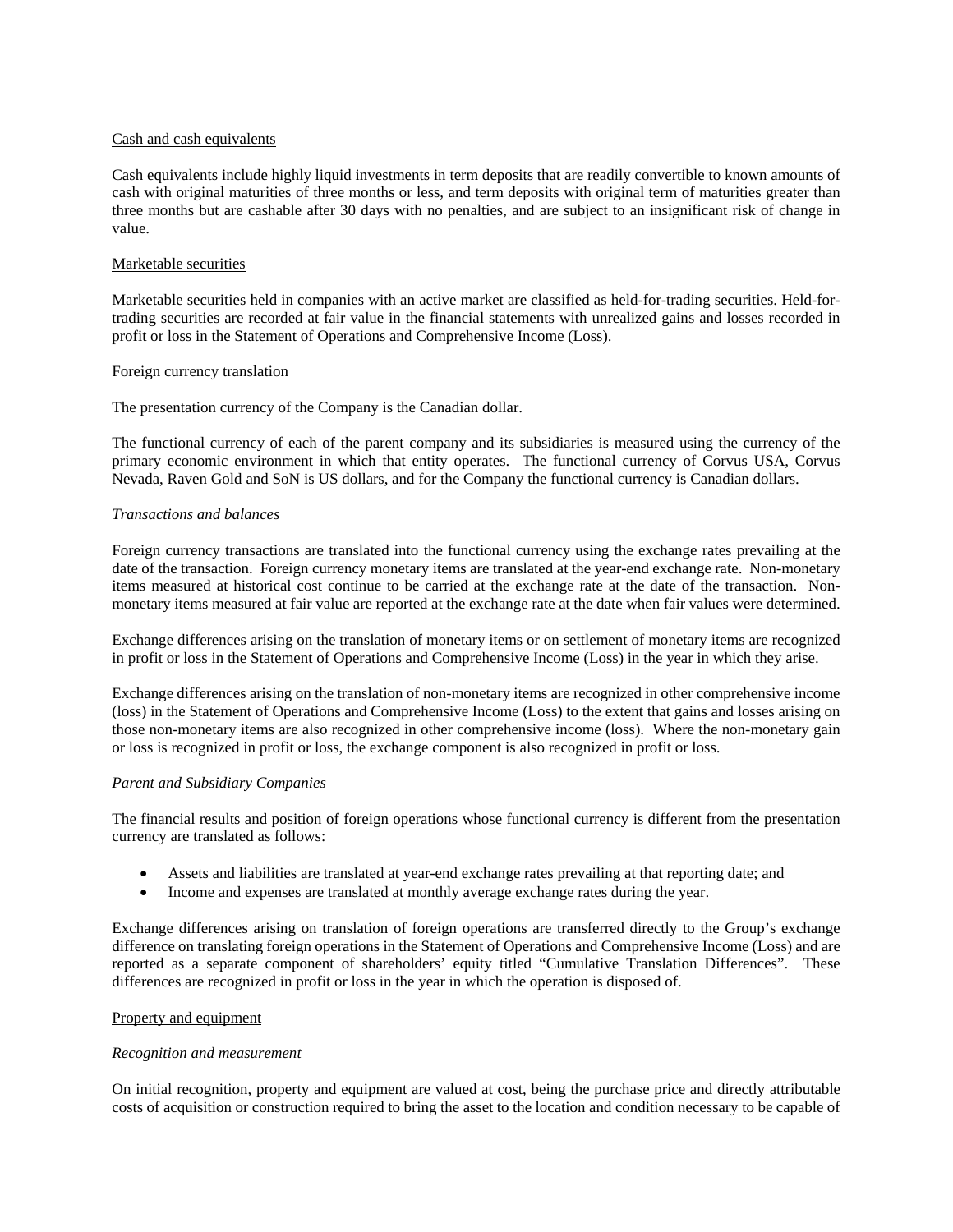Cash and cash equivalents

Cash equivalents include highly liquid investments in term deposits that are readily convertible to known amounts of cash with original maturities of three months or less, and term deposits with original term of maturities greater than three months but are cashable after 30 days with no penalties, and are subject to an insignificant risk of change in value.

Marketable securities

Marketable securities held in companies with an active market are classified as held-for-trading securities. Held-for-trading securities are recorded at fair value in the financial statements with unrealized gains and losses recorded in profit or loss in the Statement of Operations and Comprehensive Income (Loss).

Foreign currency translation

The presentation currency of the Company is the Canadian dollar.

The functional currency of each of the parent company and its subsidiaries is measured using the currency of the primary economic environment in which that entity operates. The functional currency of Corvus USA, Corvus Nevada, Raven Gold and SoN is US dollars, and for the Company the functional currency is Canadian dollars.

*Transactions and balances*

Foreign currency transactions are translated into the functional currency using the exchange rates prevailing at the date of the transaction. Foreign currency monetary items are translated at the year-end exchange rate. Non-monetary items measured at historical cost continue to be carried at the exchange rate at the date of the transaction. Non-monetary items measured at fair value are reported at the exchange rate at the date when fair values were determined.

Exchange differences arising on the translation of monetary items or on settlement of monetary items are recognized in profit or loss in the Statement of Operations and Comprehensive Income (Loss) in the year in which they arise.

Exchange differences arising on the translation of non-monetary items are recognized in other comprehensive income (loss) in the Statement of Operations and Comprehensive Income (Loss) to the extent that gains and losses arising on those non-monetary items are also recognized in other comprehensive income (loss). Where the non-monetary gain or loss is recognized in profit or loss, the exchange component is also recognized in profit or loss.

*Parent and Subsidiary Companies*

The financial results and position of foreign operations whose functional currency is different from the presentation currency are translated as follows:

- Assets and liabilities are translated at year-end exchange rates prevailing at that reporting date; and
- Income and expenses are translated at monthly average exchange rates during the year.

Exchange differences arising on translation of foreign operations are transferred directly to the Group's exchange difference on translating foreign operations in the Statement of Operations and Comprehensive Income (Loss) and are reported as a separate component of shareholders' equity titled "Cumulative Translation Differences". These differences are recognized in profit or loss in the year in which the operation is disposed of.

Property and equipment

*Recognition and measurement*

On initial recognition, property and equipment are valued at cost, being the purchase price and directly attributable costs of acquisition or construction required to bring the asset to the location and condition necessary to be capable of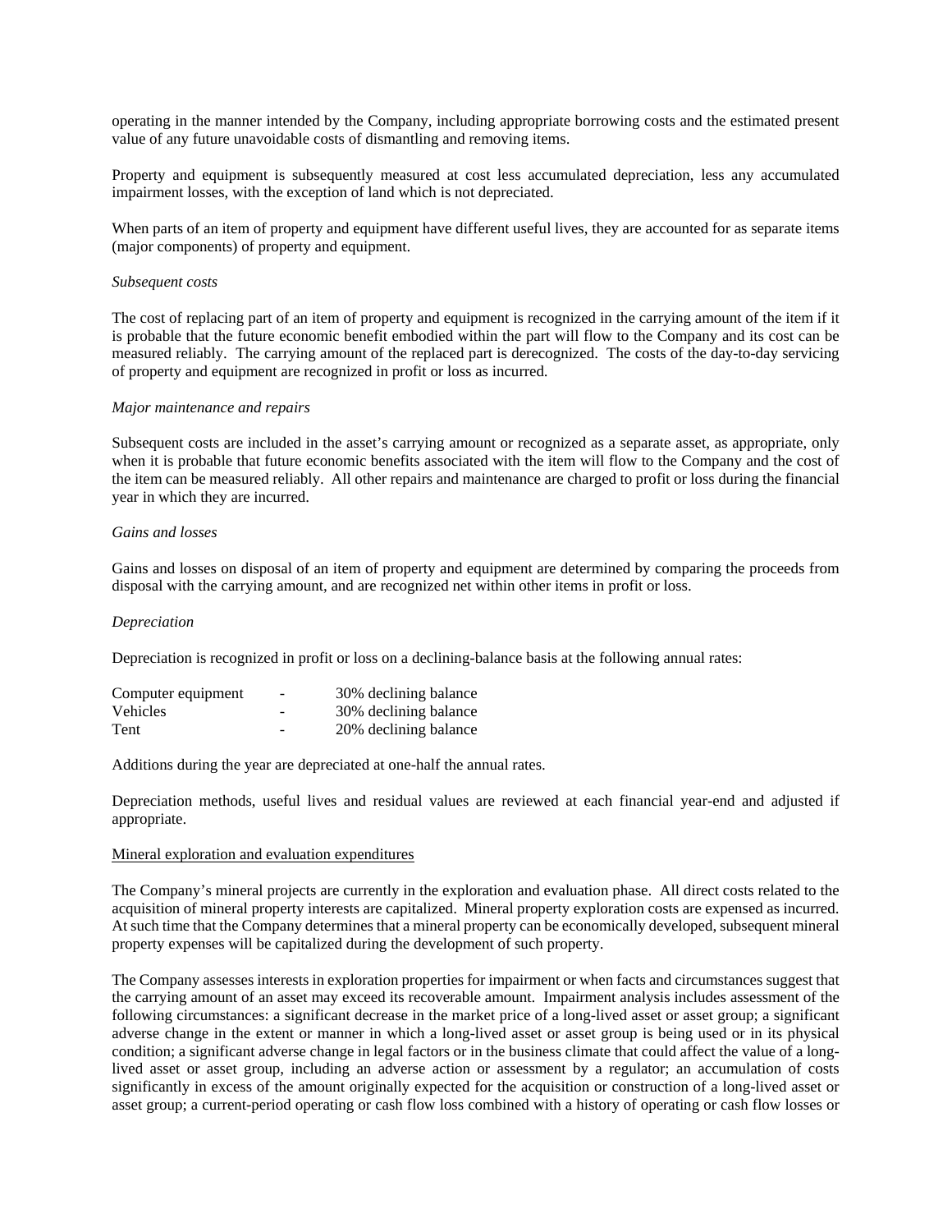operating in the manner intended by the Company, including appropriate borrowing costs and the estimated present value of any future unavoidable costs of dismantling and removing items.

Property and equipment is subsequently measured at cost less accumulated depreciation, less any accumulated impairment losses, with the exception of land which is not depreciated.

When parts of an item of property and equipment have different useful lives, they are accounted for as separate items (major components) of property and equipment.

*Subsequent costs*

The cost of replacing part of an item of property and equipment is recognized in the carrying amount of the item if it is probable that the future economic benefit embodied within the part will flow to the Company and its cost can be measured reliably. The carrying amount of the replaced part is derecognized. The costs of the day-to-day servicing of property and equipment are recognized in profit or loss as incurred.

*Major maintenance and repairs*

Subsequent costs are included in the asset's carrying amount or recognized as a separate asset, as appropriate, only when it is probable that future economic benefits associated with the item will flow to the Company and the cost of the item can be measured reliably. All other repairs and maintenance are charged to profit or loss during the financial year in which they are incurred.

*Gains and losses*

Gains and losses on disposal of an item of property and equipment are determined by comparing the proceeds from disposal with the carrying amount, and are recognized net within other items in profit or loss.

*Depreciation*

Depreciation is recognized in profit or loss on a declining-balance basis at the following annual rates:

| | | |
|---|---|---|
| Computer equipment | - | 30% declining balance |
| Vehicles | - | 30% declining balance |
| Tent | - | 20% declining balance |

Additions during the year are depreciated at one-half the annual rates.

Depreciation methods, useful lives and residual values are reviewed at each financial year-end and adjusted if appropriate.

<u>Mineral exploration and evaluation expenditures</u>

The Company's mineral projects are currently in the exploration and evaluation phase. All direct costs related to the acquisition of mineral property interests are capitalized. Mineral property exploration costs are expensed as incurred. At such time that the Company determines that a mineral property can be economically developed, subsequent mineral property expenses will be capitalized during the development of such property.

The Company assesses interests in exploration properties for impairment or when facts and circumstances suggest that the carrying amount of an asset may exceed its recoverable amount. Impairment analysis includes assessment of the following circumstances: a significant decrease in the market price of a long-lived asset or asset group; a significant adverse change in the extent or manner in which a long-lived asset or asset group is being used or in its physical condition; a significant adverse change in legal factors or in the business climate that could affect the value of a long-lived asset or asset group, including an adverse action or assessment by a regulator; an accumulation of costs significantly in excess of the amount originally expected for the acquisition or construction of a long-lived asset or asset group; a current-period operating or cash flow loss combined with a history of operating or cash flow losses or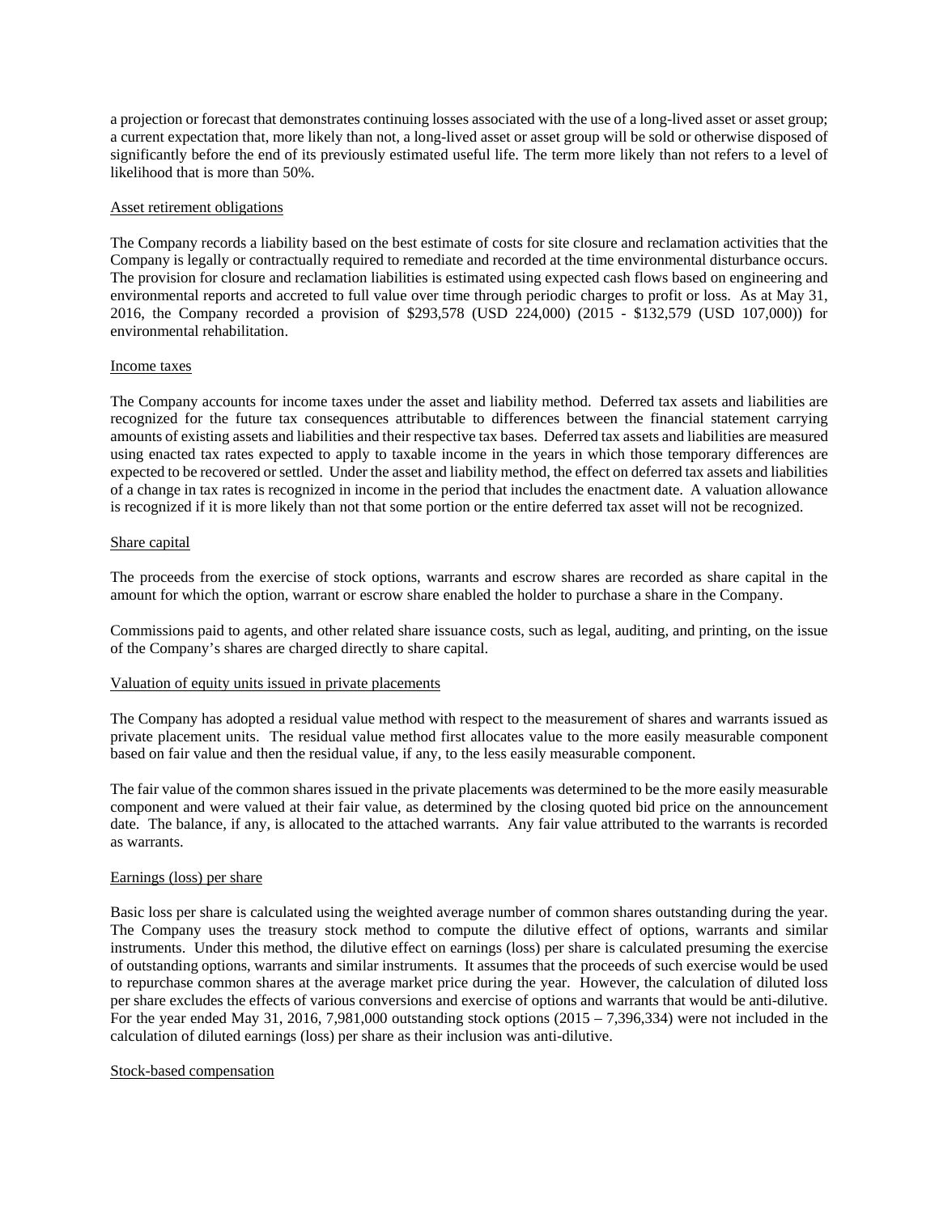a projection or forecast that demonstrates continuing losses associated with the use of a long-lived asset or asset group; a current expectation that, more likely than not, a long-lived asset or asset group will be sold or otherwise disposed of significantly before the end of its previously estimated useful life. The term more likely than not refers to a level of likelihood that is more than 50%.

Asset retirement obligations

The Company records a liability based on the best estimate of costs for site closure and reclamation activities that the Company is legally or contractually required to remediate and recorded at the time environmental disturbance occurs. The provision for closure and reclamation liabilities is estimated using expected cash flows based on engineering and environmental reports and accreted to full value over time through periodic charges to profit or loss. As at May 31, 2016, the Company recorded a provision of $293,578 (USD 224,000) (2015 - $132,579 (USD 107,000)) for environmental rehabilitation.

Income taxes

The Company accounts for income taxes under the asset and liability method. Deferred tax assets and liabilities are recognized for the future tax consequences attributable to differences between the financial statement carrying amounts of existing assets and liabilities and their respective tax bases. Deferred tax assets and liabilities are measured using enacted tax rates expected to apply to taxable income in the years in which those temporary differences are expected to be recovered or settled. Under the asset and liability method, the effect on deferred tax assets and liabilities of a change in tax rates is recognized in income in the period that includes the enactment date. A valuation allowance is recognized if it is more likely than not that some portion or the entire deferred tax asset will not be recognized.

Share capital

The proceeds from the exercise of stock options, warrants and escrow shares are recorded as share capital in the amount for which the option, warrant or escrow share enabled the holder to purchase a share in the Company.

Commissions paid to agents, and other related share issuance costs, such as legal, auditing, and printing, on the issue of the Company's shares are charged directly to share capital.

Valuation of equity units issued in private placements

The Company has adopted a residual value method with respect to the measurement of shares and warrants issued as private placement units. The residual value method first allocates value to the more easily measurable component based on fair value and then the residual value, if any, to the less easily measurable component.

The fair value of the common shares issued in the private placements was determined to be the more easily measurable component and were valued at their fair value, as determined by the closing quoted bid price on the announcement date. The balance, if any, is allocated to the attached warrants. Any fair value attributed to the warrants is recorded as warrants.

Earnings (loss) per share

Basic loss per share is calculated using the weighted average number of common shares outstanding during the year. The Company uses the treasury stock method to compute the dilutive effect of options, warrants and similar instruments. Under this method, the dilutive effect on earnings (loss) per share is calculated presuming the exercise of outstanding options, warrants and similar instruments. It assumes that the proceeds of such exercise would be used to repurchase common shares at the average market price during the year. However, the calculation of diluted loss per share excludes the effects of various conversions and exercise of options and warrants that would be anti-dilutive. For the year ended May 31, 2016, 7,981,000 outstanding stock options (2015 – 7,396,334) were not included in the calculation of diluted earnings (loss) per share as their inclusion was anti-dilutive.

Stock-based compensation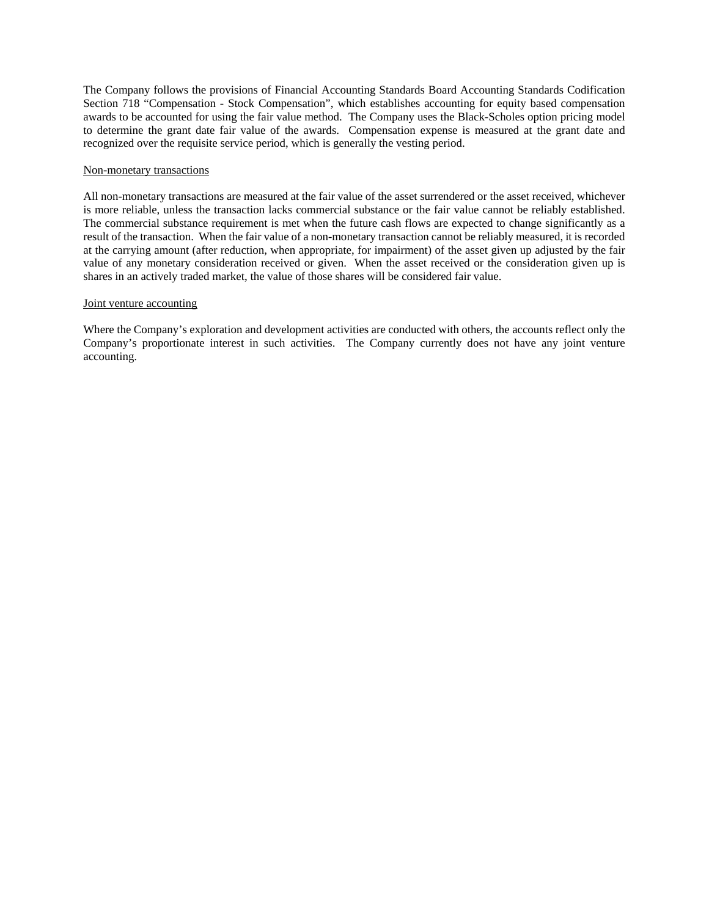The Company follows the provisions of Financial Accounting Standards Board Accounting Standards Codification Section 718 "Compensation - Stock Compensation", which establishes accounting for equity based compensation awards to be accounted for using the fair value method. The Company uses the Black-Scholes option pricing model to determine the grant date fair value of the awards. Compensation expense is measured at the grant date and recognized over the requisite service period, which is generally the vesting period.

<u>Non-monetary transactions</u>

All non-monetary transactions are measured at the fair value of the asset surrendered or the asset received, whichever is more reliable, unless the transaction lacks commercial substance or the fair value cannot be reliably established. The commercial substance requirement is met when the future cash flows are expected to change significantly as a result of the transaction. When the fair value of a non-monetary transaction cannot be reliably measured, it is recorded at the carrying amount (after reduction, when appropriate, for impairment) of the asset given up adjusted by the fair value of any monetary consideration received or given. When the asset received or the consideration given up is shares in an actively traded market, the value of those shares will be considered fair value.

<u>Joint venture accounting</u>

Where the Company's exploration and development activities are conducted with others, the accounts reflect only the Company's proportionate interest in such activities. The Company currently does not have any joint venture accounting.